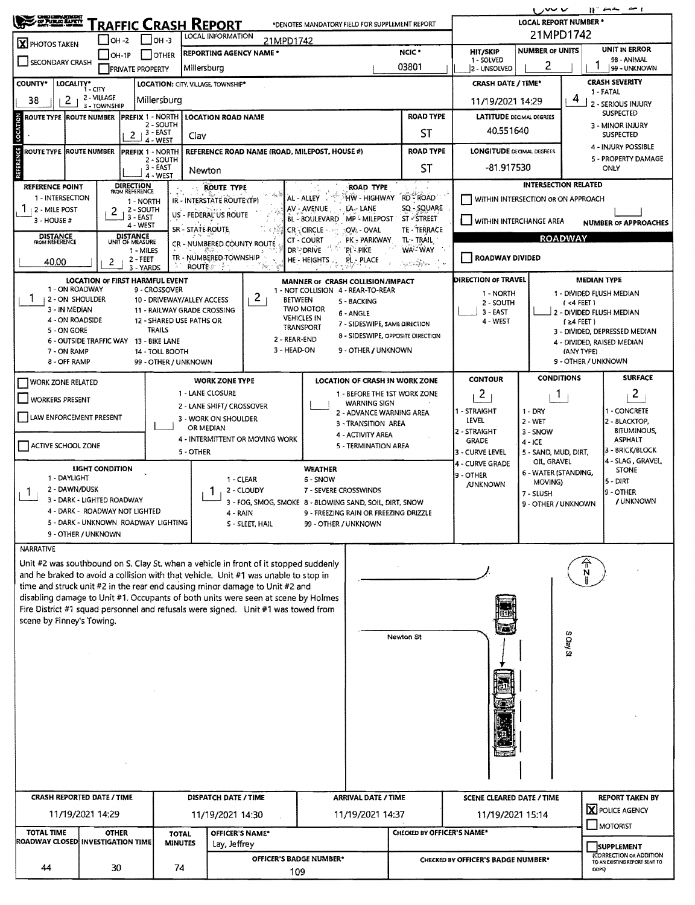# TRAFFIC CRASH REPORT

*DENOTES MANDATORY FIELD FOR SUPPLEMENT REPORT

| Field | Value |
|---|---|
| PHOTOS TAKEN | X |
| SECONDARY CRASH | |
| OH-2 / OH-3 / OH-1P / OTHER / PRIVATE PROPERTY | |
| LOCAL INFORMATION | 21MPD1742 |
| REPORTING AGENCY NAME * | Millersburg |
| NCIC * | 03801 |
| LOCAL REPORT NUMBER * | 21MPD1742 |
| HIT/SKIP (1 - SOLVED, 2 - UNSOLVED) | |
| NUMBER OF UNITS | 2 |
| UNIT IN ERROR (98 - ANIMAL, 99 - UNKNOWN) | 1 |

| Field | Value |
|---|---|
| COUNTY* | 38 |
| LOCALITY* (1 - CITY, 2 - VILLAGE, 3 - TOWNSHIP) | 2 |
| LOCATION: CITY, VILLAGE, TOWNSHIP* | Millersburg |
| CRASH DATE / TIME* | 11/19/2021 14:29 |
| CRASH SEVERITY (1 - FATAL, 2 - SERIOUS INJURY SUSPECTED, 3 - MINOR INJURY SUSPECTED, 4 - INJURY POSSIBLE, 5 - PROPERTY DAMAGE ONLY) | 4 |

## LOCATION

| ROUTE TYPE | ROUTE NUMBER | PREFIX (1 - NORTH, 2 - SOUTH, 3 - EAST, 4 - WEST) | LOCATION ROAD NAME | ROAD TYPE |
|---|---|---|---|---|
| | | 2 | Clay | ST |

| Field | Value |
|---|---|
| LATITUDE DECIMAL DEGREES | 40.551640 |
| LONGITUDE DECIMAL DEGREES | -81.917530 |

## REFERENCE

| ROUTE TYPE | ROUTE NUMBER | PREFIX (1 - NORTH, 2 - SOUTH, 3 - EAST, 4 - WEST) | REFERENCE ROAD NAME (ROAD, MILEPOST, HOUSE #) | ROAD TYPE |
|---|---|---|---|---|
| | | | Newton | ST |

| Field | Value |
|---|---|
| REFERENCE POINT (1 - INTERSECTION, 2 - MILE POST, 3 - HOUSE #) | 1 |
| DIRECTION FROM REFERENCE (1 - NORTH, 2 - SOUTH, 3 - EAST, 4 - WEST) | 2 |
| DISTANCE FROM REFERENCE | 40.00 |
| DISTANCE UNIT OF MEASURE (1 - MILES, 2 - FEET, 3 - YARDS) | 2 |

ROUTE TYPE: IR - INTERSTATE ROUTE (TP), US - FEDERAL US ROUTE, SR - STATE ROUTE, CR - NUMBERED COUNTY ROUTE, TR - NUMBERED TOWNSHIP ROUTE

ROAD TYPE: AL - ALLEY, AV - AVENUE, BL - BOULEVARD, CR - CIRCLE, CT - COURT, DR - DRIVE, HE - HEIGHTS, HW - HIGHWAY, LA - LANE, MP - MILEPOST, OV - OVAL, PK - PARKWAY, PI - PIKE, PL - PLACE, RD - ROAD, SQ - SQUARE, ST - STREET, TE - TERRACE, TL - TRAIL, WA - WAY

## INTERSECTION RELATED

- [ ] WITHIN INTERSECTION OR ON APPROACH
- [ ] WITHIN INTERCHANGE AREA
- NUMBER OF APPROACHES:

## ROADWAY

- [ ] ROADWAY DIVIDED

| Field | Value |
|---|---|
| LOCATION OF FIRST HARMFUL EVENT | 1 |
| MANNER OF CRASH COLLISION/IMPACT | 2 |
| DIRECTION OF TRAVEL | |
| MEDIAN TYPE | |

LOCATION OF FIRST HARMFUL EVENT: 1 - ON ROADWAY, 2 - ON SHOULDER, 3 - IN MEDIAN, 4 - ON ROADSIDE, 5 - ON GORE, 6 - OUTSIDE TRAFFIC WAY, 7 - ON RAMP, 8 - OFF RAMP, 9 - CROSSOVER, 10 - DRIVEWAY/ALLEY ACCESS, 11 - RAILWAY GRADE CROSSING, 12 - SHARED USE PATHS OR TRAILS, 13 - BIKE LANE, 14 - TOLL BOOTH, 99 - OTHER / UNKNOWN

MANNER OF CRASH COLLISION/IMPACT: 1 - NOT COLLISION BETWEEN TWO MOTOR VEHICLES IN TRANSPORT, 2 - REAR-END, 3 - HEAD-ON, 4 - REAR-TO-REAR, 5 - BACKING, 6 - ANGLE, 7 - SIDESWIPE, SAME DIRECTION, 8 - SIDESWIPE, OPPOSITE DIRECTION, 9 - OTHER / UNKNOWN

DIRECTION OF TRAVEL: 1 - NORTH, 2 - SOUTH, 3 - EAST, 4 - WEST

MEDIAN TYPE: 1 - DIVIDED FLUSH MEDIAN (<4 FEET), 2 - DIVIDED FLUSH MEDIAN (≥4 FEET), 3 - DIVIDED, DEPRESSED MEDIAN, 4 - DIVIDED, RAISED MEDIAN (ANY TYPE), 9 - OTHER / UNKNOWN

## WORK ZONE

- [ ] WORK ZONE RELATED
- [ ] WORKERS PRESENT
- [ ] LAW ENFORCEMENT PRESENT
- [ ] ACTIVE SCHOOL ZONE

WORK ZONE TYPE: 1 - LANE CLOSURE, 2 - LANE SHIFT/ CROSSOVER, 3 - WORK ON SHOULDER OR MEDIAN, 4 - INTERMITTENT OR MOVING WORK, 5 - OTHER

LOCATION OF CRASH IN WORK ZONE: 1 - BEFORE THE 1ST WORK ZONE WARNING SIGN, 2 - ADVANCE WARNING AREA, 3 - TRANSITION AREA, 4 - ACTIVITY AREA, 5 - TERMINATION AREA

| Field | Value |
|---|---|
| CONTOUR | 2 |
| CONDITIONS | 1 |
| SURFACE | 2 |
| LIGHT CONDITION | 1 |
| WEATHER | 1 |

CONTOUR: 1 - STRAIGHT LEVEL, 2 - STRAIGHT GRADE, 3 - CURVE LEVEL, 4 - CURVE GRADE, 9 - OTHER /UNKNOWN

CONDITIONS: 1 - DRY, 2 - WET, 3 - SNOW, 4 - ICE, 5 - SAND, MUD, DIRT, OIL, GRAVEL, 6 - WATER (STANDING, MOVING), 7 - SLUSH, 9 - OTHER / UNKNOWN

SURFACE: 1 - CONCRETE, 2 - BLACKTOP, BITUMINOUS, ASPHALT, 3 - BRICK/BLOCK, 4 - SLAG, GRAVEL, STONE, 5 - DIRT, 9 - OTHER / UNKNOWN

LIGHT CONDITION: 1 - DAYLIGHT, 2 - DAWN/DUSK, 3 - DARK - LIGHTED ROADWAY, 4 - DARK - ROADWAY NOT LIGHTED, 5 - DARK - UNKNOWN ROADWAY LIGHTING, 9 - OTHER / UNKNOWN

WEATHER: 1 - CLEAR, 2 - CLOUDY, 3 - FOG, SMOG, SMOKE, 4 - RAIN, 5 - SLEET, HAIL, 6 - SNOW, 7 - SEVERE CROSSWINDS, 8 - BLOWING SAND, SOIL, DIRT, SNOW, 9 - FREEZING RAIN OR FREEZING DRIZZLE, 99 - OTHER / UNKNOWN

## NARRATIVE

Unit #2 was southbound on S. Clay St. when a vehicle in front of it stopped suddenly and he braked to avoid a collision with that vehicle. Unit #1 was unable to stop in time and struck unit #2 in the rear end causing minor damage to Unit #2 and disabling damage to Unit #1. Occupants of both units were seen at scene by Holmes Fire District #1 squad personnel and refusals were signed. Unit #1 was towed from scene by Finney's Towing.

Newton St

S Clay St

| CRASH REPORTED DATE / TIME | DISPATCH DATE / TIME | ARRIVAL DATE / TIME | SCENE CLEARED DATE / TIME | REPORT TAKEN BY |
|---|---|---|---|---|
| 11/19/2021 14:29 | 11/19/2021 14:30 | 11/19/2021 14:37 | 11/19/2021 15:14 | [X] POLICE AGENCY [ ] MOTORIST |

| TOTAL TIME ROADWAY CLOSED | OTHER INVESTIGATION TIME | TOTAL MINUTES | OFFICER'S NAME* | CHECKED BY OFFICER'S NAME* |
|---|---|---|---|---|
| 44 | 30 | 74 | Lay, Jeffrey | |

| OFFICER'S BADGE NUMBER* | CHECKED BY OFFICER'S BADGE NUMBER* | SUPPLEMENT (CORRECTION OR ADDITION TO AN EXISTING REPORT SENT TO ODPS) |
|---|---|---|
| 109 | | [ ] |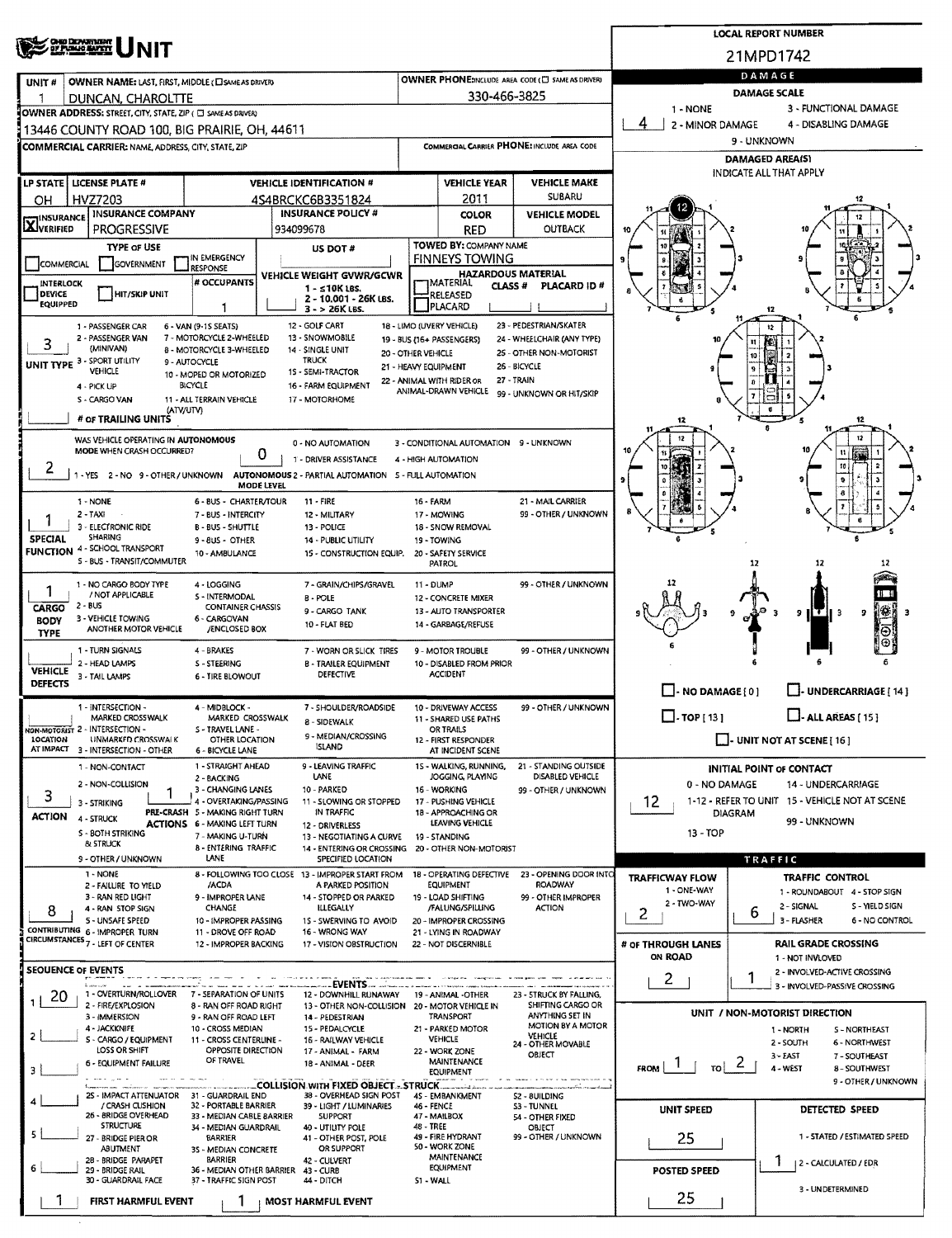# UNIT

**LOCAL REPORT NUMBER:** 21MPD1742

| UNIT # | OWNER NAME: LAST, FIRST, MIDDLE (☐ SAME AS DRIVER) | OWNER PHONE: INCLUDE AREA CODE (☐ SAME AS DRIVER) |
|---|---|---|
| 1 | DUNCAN, CHAROLTTE | 330-466-3825 |

**OWNER ADDRESS:** STREET, CITY, STATE, ZIP (☐ SAME AS DRIVER)
13446 COUNTY ROAD 100, BIG PRAIRIE, OH, 44611

**COMMERCIAL CARRIER:** NAME, ADDRESS, CITY, STATE, ZIP | **COMMERCIAL CARRIER PHONE:** INCLUDE AREA CODE

| LP STATE | LICENSE PLATE # | VEHICLE IDENTIFICATION # | VEHICLE YEAR | VEHICLE MAKE |
|---|---|---|---|---|
| OH | HVZ7203 | 4S4BRCKC6B3351824 | 2011 | SUBARU |

| INSURANCE | INSURANCE COMPANY | INSURANCE POLICY # | COLOR | VEHICLE MODEL |
|---|---|---|---|---|
| ☒ VERIFIED | PROGRESSIVE | 934099678 | RED | OUTBACK |

**TYPE OF USE:** ☐ COMMERCIAL ☐ GOVERNMENT ☐ IN EMERGENCY RESPONSE
**US DOT #:**
**TOWED BY: COMPANY NAME:** FINNEYS TOWING
☐ INTERLOCK DEVICE EQUIPPED ☐ HIT/SKIP UNIT
**# OCCUPANTS:** 1
**VEHICLE WEIGHT GVWR/GCWR:** 1 - ≤10K LBS. 2 - 10.001 - 26K LBS. 3 - > 26K LBS.
**HAZARDOUS MATERIAL:** ☐ MATERIAL RELEASED ☐ PLACARD | CLASS # | PLACARD ID #

**UNIT TYPE:** 3
1 - PASSENGER CAR, 2 - PASSENGER VAN (MINIVAN), 3 - SPORT UTILITY VEHICLE, 4 - PICK UP, 5 - CARGO VAN, 6 - VAN (9-15 SEATS), 7 - MOTORCYCLE 2-WHEELED, 8 - MOTORCYCLE 3-WHEELED, 9 - AUTOCYCLE, 10 - MOPED OR MOTORIZED BICYCLE, 11 - ALL TERRAIN VEHICLE (ATV/UTV), 12 - GOLF CART, 13 - SNOWMOBILE, 14 - SINGLE UNIT TRUCK, 15 - SEMI-TRACTOR, 16 - FARM EQUIPMENT, 17 - MOTORHOME, 18 - LIMO (LIVERY VEHICLE), 19 - BUS (16+ PASSENGERS), 20 - OTHER VEHICLE, 21 - HEAVY EQUIPMENT, 22 - ANIMAL WITH RIDER OR ANIMAL-DRAWN VEHICLE, 23 - PEDESTRIAN/SKATER, 24 - WHEELCHAIR (ANY TYPE), 25 - OTHER NON-MOTORIST, 26 - BICYCLE, 27 - TRAIN, 99 - UNKNOWN OR HIT/SKIP

**# OF TRAILING UNITS:**

**WAS VEHICLE OPERATING IN AUTONOMOUS MODE WHEN CRASH OCCURRED?** 2
1 - YES 2 - NO 9 - OTHER / UNKNOWN
**AUTONOMOUS MODE LEVEL:** 0
0 - NO AUTOMATION, 1 - DRIVER ASSISTANCE, 2 - PARTIAL AUTOMATION, 3 - CONDITIONAL AUTOMATION, 4 - HIGH AUTOMATION, 5 - FULL AUTOMATION, 9 - UNKNOWN

**SPECIAL FUNCTION:** 1
1 - NONE, 2 - TAXI, 3 - ELECTRONIC RIDE SHARING, 4 - SCHOOL TRANSPORT, 5 - BUS - TRANSIT/COMMUTER, 6 - BUS - CHARTER/TOUR, 7 - BUS - INTERCITY, 8 - BUS - SHUTTLE, 9 - BUS - OTHER, 10 - AMBULANCE, 11 - FIRE, 12 - MILITARY, 13 - POLICE, 14 - PUBLIC UTILITY, 15 - CONSTRUCTION EQUIP., 16 - FARM, 17 - MOWING, 18 - SNOW REMOVAL, 19 - TOWING, 20 - SAFETY SERVICE PATROL, 21 - MAIL CARRIER, 99 - OTHER / UNKNOWN

**CARGO BODY TYPE:** 1
1 - NO CARGO BODY TYPE / NOT APPLICABLE, 2 - BUS, 3 - VEHICLE TOWING ANOTHER MOTOR VEHICLE, 4 - LOGGING, 5 - INTERMODAL CONTAINER CHASSIS, 6 - CARGOVAN /ENCLOSED BOX, 7 - GRAIN/CHIPS/GRAVEL, 8 - POLE, 9 - CARGO TANK, 10 - FLAT BED, 11 - DUMP, 12 - CONCRETE MIXER, 13 - AUTO TRANSPORTER, 14 - GARBAGE/REFUSE, 99 - OTHER / UNKNOWN

**VEHICLE DEFECTS:**
1 - TURN SIGNALS, 2 - HEAD LAMPS, 3 - TAIL LAMPS, 4 - BRAKES, 5 - STEERING, 6 - TIRE BLOWOUT, 7 - WORN OR SLICK TIRES, 8 - TRAILER EQUIPMENT DEFECTIVE, 9 - MOTOR TROUBLE, 10 - DISABLED FROM PRIOR ACCIDENT, 99 - OTHER / UNKNOWN

**NON-MOTORIST LOCATION AT IMPACT:**
1 - INTERSECTION - MARKED CROSSWALK, 2 - INTERSECTION - UNMARKED CROSSWALK, 3 - INTERSECTION - OTHER, 4 - MIDBLOCK - MARKED CROSSWALK, 5 - TRAVEL LANE - OTHER LOCATION, 6 - BICYCLE LANE, 7 - SHOULDER/ROADSIDE, 8 - SIDEWALK, 9 - MEDIAN/CROSSING ISLAND, 10 - DRIVEWAY ACCESS, 11 - SHARED USE PATHS OR TRAILS, 12 - FIRST RESPONDER AT INCIDENT SCENE, 99 - OTHER / UNKNOWN

**ACTION:** 3
1 - NON-CONTACT, 2 - NON-COLLISION, 3 - STRIKING, 4 - STRUCK, 5 - BOTH STRIKING & STRUCK, 9 - OTHER / UNKNOWN

**PRE-CRASH ACTIONS:** 1
1 - STRAIGHT AHEAD, 2 - BACKING, 3 - CHANGING LANES, 4 - OVERTAKING/PASSING, 5 - MAKING RIGHT TURN, 6 - MAKING LEFT TURN, 7 - MAKING U-TURN, 8 - ENTERING TRAFFIC LANE, 9 - LEAVING TRAFFIC LANE, 10 - PARKED, 11 - SLOWING OR STOPPED IN TRAFFIC, 12 - DRIVERLESS, 13 - NEGOTIATING A CURVE, 14 - ENTERING OR CROSSING SPECIFIED LOCATION, 15 - WALKING, RUNNING, JOGGING, PLAYING, 16 - WORKING, 17 - PUSHING VEHICLE, 18 - APPROACHING OR LEAVING VEHICLE, 19 - STANDING, 20 - OTHER NON-MOTORIST, 21 - STANDING OUTSIDE DISABLED VEHICLE, 99 - OTHER / UNKNOWN

**CONTRIBUTING CIRCUMSTANCES:** 8
1 - NONE, 2 - FAILURE TO YIELD, 3 - RAN RED LIGHT, 4 - RAN STOP SIGN, 5 - UNSAFE SPEED, 6 - IMPROPER TURN, 7 - LEFT OF CENTER, 8 - FOLLOWING TOO CLOSE /ACDA, 9 - IMPROPER LANE CHANGE, 10 - IMPROPER PASSING, 11 - DROVE OFF ROAD, 12 - IMPROPER BACKING, 13 - IMPROPER START FROM A PARKED POSITION, 14 - STOPPED OR PARKED ILLEGALLY, 15 - SWERVING TO AVOID, 16 - WRONG WAY, 17 - VISION OBSTRUCTION, 18 - OPERATING DEFECTIVE EQUIPMENT, 19 - LOAD SHIFTING /FALLING/SPILLING, 20 - IMPROPER CROSSING, 21 - LYING IN ROADWAY, 22 - NOT DISCERNIBLE, 23 - OPENING DOOR INTO ROADWAY, 99 - OTHER IMPROPER ACTION

**SEQUENCE OF EVENTS:**
1: 20
2:
3:
4:
5:
6:

**EVENTS:** 1 - OVERTURN/ROLLOVER, 2 - FIRE/EXPLOSION, 3 - IMMERSION, 4 - JACKKNIFE, 5 - CARGO / EQUIPMENT LOSS OR SHIFT, 6 - EQUIPMENT FAILURE, 7 - SEPARATION OF UNITS, 8 - RAN OFF ROAD RIGHT, 9 - RAN OFF ROAD LEFT, 10 - CROSS MEDIAN, 11 - CROSS CENTERLINE - OPPOSITE DIRECTION OF TRAVEL, 12 - DOWNHILL RUNAWAY, 13 - OTHER NON-COLLISION, 14 - PEDESTRIAN, 15 - PEDALCYCLE, 16 - RAILWAY VEHICLE, 17 - ANIMAL - FARM, 18 - ANIMAL - DEER, 19 - ANIMAL -OTHER, 20 - MOTOR VEHICLE IN TRANSPORT, 21 - PARKED MOTOR VEHICLE, 22 - WORK ZONE MAINTENANCE EQUIPMENT, 23 - STRUCK BY FALLING, SHIFTING CARGO OR ANYTHING SET IN MOTION BY A MOTOR VEHICLE, 24 - OTHER MOVABLE OBJECT

**COLLISION WITH FIXED OBJECT - STRUCK:** 25 - IMPACT ATTENUATOR / CRASH CUSHION, 26 - BRIDGE OVERHEAD STRUCTURE, 27 - BRIDGE PIER OR ABUTMENT, 28 - BRIDGE PARAPET, 29 - BRIDGE RAIL, 30 - GUARDRAIL FACE, 31 - GUARDRAIL END, 32 - PORTABLE BARRIER, 33 - MEDIAN CABLE BARRIER, 34 - MEDIAN GUARDRAIL BARRIER, 35 - MEDIAN CONCRETE BARRIER, 36 - MEDIAN OTHER BARRIER, 37 - TRAFFIC SIGN POST, 38 - OVERHEAD SIGN POST, 39 - LIGHT / LUMINARIES SUPPORT, 40 - UTILITY POLE, 41 - OTHER POST, POLE OR SUPPORT, 42 - CULVERT, 43 - CURB, 44 - DITCH, 45 - EMBANKMENT, 46 - FENCE, 47 - MAILBOX, 48 - TREE, 49 - FIRE HYDRANT, 50 - WORK ZONE MAINTENANCE EQUIPMENT, 51 - WALL, 52 - BUILDING, 53 - TUNNEL, 54 - OTHER FIXED OBJECT, 99 - OTHER / UNKNOWN

**FIRST HARMFUL EVENT:** 1
**MOST HARMFUL EVENT:** 1

## DAMAGE

**DAMAGE SCALE:** 4
1 - NONE, 2 - MINOR DAMAGE, 3 - FUNCTIONAL DAMAGE, 4 - DISABLING DAMAGE, 9 - UNKNOWN

**DAMAGED AREA(S)** — INDICATE ALL THAT APPLY: 12

☐ - NO DAMAGE [0] ☐ - UNDERCARRIAGE [14]
☐ - TOP [13] ☐ - ALL AREAS [15]
☐ - UNIT NOT AT SCENE [16]

**INITIAL POINT OF CONTACT:** 12
0 - NO DAMAGE, 1-12 - REFER TO UNIT DIAGRAM, 13 - TOP, 14 - UNDERCARRIAGE, 15 - VEHICLE NOT AT SCENE, 99 - UNKNOWN

## TRAFFIC

**TRAFFICWAY FLOW:** 2
1 - ONE-WAY, 2 - TWO-WAY

**TRAFFIC CONTROL:** 6
1 - ROUNDABOUT, 2 - SIGNAL, 3 - FLASHER, 4 - STOP SIGN, 5 - YIELD SIGN, 6 - NO CONTROL

**# OF THROUGH LANES ON ROAD:** 2

**RAIL GRADE CROSSING:** 1
1 - NOT INVLOVED, 2 - INVOLVED-ACTIVE CROSSING, 3 - INVOLVED-PASSIVE CROSSING

**UNIT / NON-MOTORIST DIRECTION:** FROM 1 TO 2
1 - NORTH, 2 - SOUTH, 3 - EAST, 4 - WEST, 5 - NORTHEAST, 6 - NORTHWEST, 7 - SOUTHEAST, 8 - SOUTHWEST, 9 - OTHER / UNKNOWN

**UNIT SPEED:** 25
**POSTED SPEED:** 25

**DETECTED SPEED:** 1
1 - STATED / ESTIMATED SPEED, 2 - CALCULATED / EDR, 3 - UNDETERMINED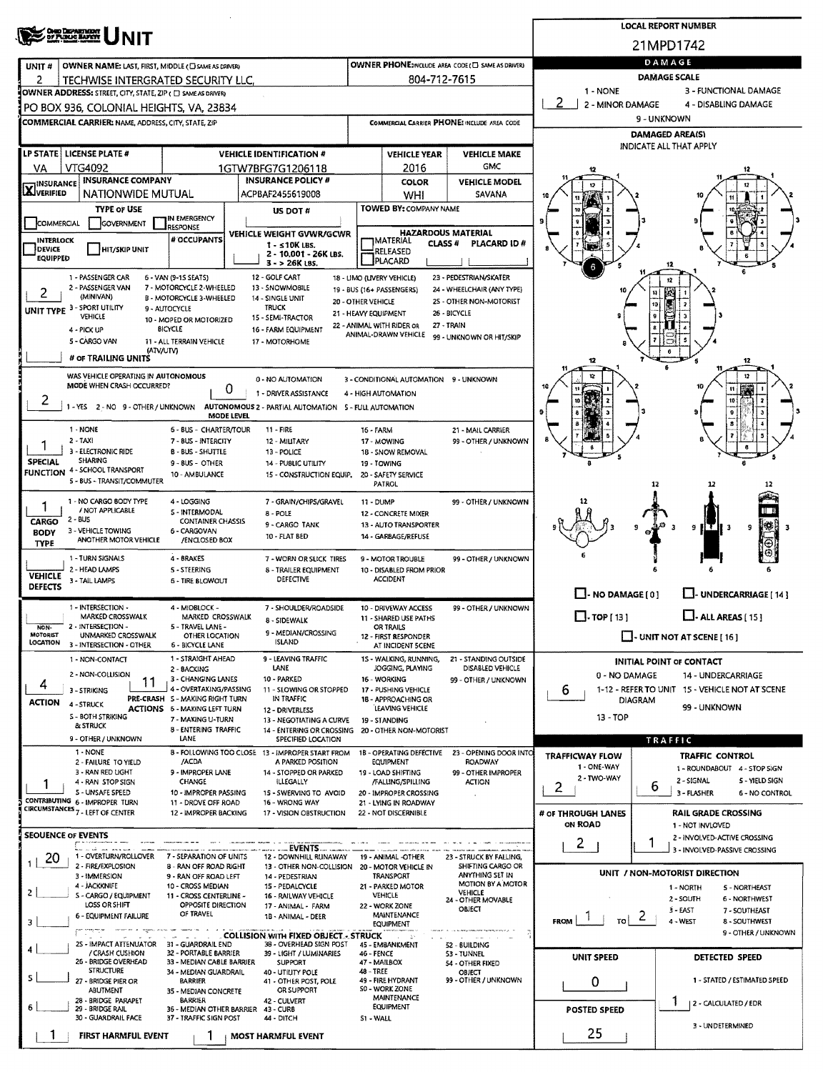# UNIT

**LOCAL REPORT NUMBER:** 21MPD1742

| UNIT # | OWNER NAME: LAST, FIRST, MIDDLE | OWNER PHONE |
|---|---|---|
| 2 | TECHWISE INTERGRATED SECURITY LLC | 804-712-7615 |

**OWNER ADDRESS:** PO BOX 936, COLONIAL HEIGHTS, VA, 23834

**COMMERCIAL CARRIER: NAME, ADDRESS, CITY, STATE, ZIP**

**COMMERCIAL CARRIER PHONE:**

| LP STATE | LICENSE PLATE # | VEHICLE IDENTIFICATION # | VEHICLE YEAR | VEHICLE MAKE |
|---|---|---|---|---|
| VA | VTG4092 | 1GTW7BFG7G1206118 | 2016 | GMC |

| INSURANCE | INSURANCE COMPANY | INSURANCE POLICY # | COLOR | VEHICLE MODEL |
|---|---|---|---|---|
| X VERIFIED | NATIONWIDE MUTUAL | ACPBAF2455619008 | WHI | SAVANA |

**TYPE OF USE:** COMMERCIAL / GOVERNMENT / IN EMERGENCY RESPONSE

**US DOT #:**

**TOWED BY: COMPANY NAME:**

**INTERLOCK DEVICE EQUIPPED** / **HIT/SKIP UNIT** / **# OCCUPANTS**

**VEHICLE WEIGHT GVWR/GCWR:** 1 - ≤10K LBS. 2 - 10.001 - 26K LBS. 3 - > 26K LBS.

**HAZARDOUS MATERIAL:** MATERIAL RELEASED / PLACARD — CLASS # — PLACARD ID #

**UNIT TYPE:** 2
1 - PASSENGER CAR, 2 - PASSENGER VAN (MINIVAN), 3 - SPORT UTILITY VEHICLE, 4 - PICK UP, 5 - CARGO VAN, 6 - VAN (9-15 SEATS), 7 - MOTORCYCLE 2-WHEELED, 8 - MOTORCYCLE 3-WHEELED, 9 - AUTOCYCLE, 10 - MOPED OR MOTORIZED BICYCLE, 11 - ALL TERRAIN VEHICLE (ATV/UTV), 12 - GOLF CART, 13 - SNOWMOBILE, 14 - SINGLE UNIT TRUCK, 15 - SEMI-TRACTOR, 16 - FARM EQUIPMENT, 17 - MOTORHOME, 18 - LIMO (LIVERY VEHICLE), 19 - BUS (16+ PASSENGERS), 20 - OTHER VEHICLE, 21 - HEAVY EQUIPMENT, 22 - ANIMAL WITH RIDER OR ANIMAL-DRAWN VEHICLE, 23 - PEDESTRIAN/SKATER, 24 - WHEELCHAIR (ANY TYPE), 25 - OTHER NON-MOTORIST, 26 - BICYCLE, 27 - TRAIN, 99 - UNKNOWN OR HIT/SKIP

**# OF TRAILING UNITS:**

**WAS VEHICLE OPERATING IN AUTONOMOUS MODE WHEN CRASH OCCURRED?** 2
1 - YES, 2 - NO, 9 - OTHER / UNKNOWN

**AUTONOMOUS MODE LEVEL:** 0
0 - NO AUTOMATION, 1 - DRIVER ASSISTANCE, 2 - PARTIAL AUTOMATION, 3 - CONDITIONAL AUTOMATION, 4 - HIGH AUTOMATION, 5 - FULL AUTOMATION, 9 - UNKNOWN

**SPECIAL FUNCTION:** 1
1 - NONE, 2 - TAXI, 3 - ELECTRONIC RIDE SHARING, 4 - SCHOOL TRANSPORT, 5 - BUS - TRANSIT/COMMUTER, 6 - BUS - CHARTER/TOUR, 7 - BUS - INTERCITY, 8 - BUS - SHUTTLE, 9 - BUS - OTHER, 10 - AMBULANCE, 11 - FIRE, 12 - MILITARY, 13 - POLICE, 14 - PUBLIC UTILITY, 15 - CONSTRUCTION EQUIP., 16 - FARM, 17 - MOWING, 18 - SNOW REMOVAL, 19 - TOWING, 20 - SAFETY SERVICE PATROL, 21 - MAIL CARRIER, 99 - OTHER / UNKNOWN

**CARGO BODY TYPE:** 1
1 - NO CARGO BODY TYPE / NOT APPLICABLE, 2 - BUS, 3 - VEHICLE TOWING ANOTHER MOTOR VEHICLE, 4 - LOGGING, 5 - INTERMODAL CONTAINER CHASSIS, 6 - CARGOVAN /ENCLOSED BOX, 7 - GRAIN/CHIPS/GRAVEL, 8 - POLE, 9 - CARGO TANK, 10 - FLAT BED, 11 - DUMP, 12 - CONCRETE MIXER, 13 - AUTO TRANSPORTER, 14 - GARBAGE/REFUSE, 99 - OTHER / UNKNOWN

**VEHICLE DEFECTS:**
1 - TURN SIGNALS, 2 - HEAD LAMPS, 3 - TAIL LAMPS, 4 - BRAKES, 5 - STEERING, 6 - TIRE BLOWOUT, 7 - WORN OR SLICK TIRES, 8 - TRAILER EQUIPMENT DEFECTIVE, 9 - MOTOR TROUBLE, 10 - DISABLED FROM PRIOR ACCIDENT, 99 - OTHER / UNKNOWN

**NON-MOTORIST LOCATION:**
1 - INTERSECTION - MARKED CROSSWALK, 2 - INTERSECTION - UNMARKED CROSSWALK, 3 - INTERSECTION - OTHER, 4 - MIDBLOCK - MARKED CROSSWALK, 5 - TRAVEL LANE - OTHER LOCATION, 6 - BICYCLE LANE, 7 - SHOULDER/ROADSIDE, 8 - SIDEWALK, 9 - MEDIAN/CROSSING ISLAND, 10 - DRIVEWAY ACCESS, 11 - SHARED USE PATHS OR TRAILS, 12 - FIRST RESPONDER AT INCIDENT SCENE, 99 - OTHER / UNKNOWN

**ACTION:** 4
1 - NON-CONTACT, 2 - NON-COLLISION, 3 - STRIKING, 4 - STRUCK, 5 - BOTH STRIKING & STRUCK, 9 - OTHER / UNKNOWN

**PRE-CRASH ACTIONS:** 11
1 - STRAIGHT AHEAD, 2 - BACKING, 3 - CHANGING LANES, 4 - OVERTAKING/PASSING, 5 - MAKING RIGHT TURN, 6 - MAKING LEFT TURN, 7 - MAKING U-TURN, 8 - ENTERING TRAFFIC LANE, 9 - LEAVING TRAFFIC LANE, 10 - PARKED, 11 - SLOWING OR STOPPED IN TRAFFIC, 12 - DRIVERLESS, 13 - NEGOTIATING A CURVE, 14 - ENTERING OR CROSSING SPECIFIED LOCATION, 15 - WALKING, RUNNING, JOGGING, PLAYING, 16 - WORKING, 17 - PUSHING VEHICLE, 18 - APPROACHING OR LEAVING VEHICLE, 19 - STANDING, 20 - OTHER NON-MOTORIST, 21 - STANDING OUTSIDE DISABLED VEHICLE, 99 - OTHER / UNKNOWN

**CONTRIBUTING CIRCUMSTANCES:** 1
1 - NONE, 2 - FAILURE TO YIELD, 3 - RAN RED LIGHT, 4 - RAN STOP SIGN, 5 - UNSAFE SPEED, 6 - IMPROPER TURN, 7 - LEFT OF CENTER, 8 - FOLLOWING TOO CLOSE /ACDA, 9 - IMPROPER LANE CHANGE, 10 - IMPROPER PASSING, 11 - DROVE OFF ROAD, 12 - IMPROPER BACKING, 13 - IMPROPER START FROM A PARKED POSITION, 14 - STOPPED OR PARKED ILLEGALLY, 15 - SWERVING TO AVOID, 16 - WRONG WAY, 17 - VISION OBSTRUCTION, 18 - OPERATING DEFECTIVE EQUIPMENT, 19 - LOAD SHIFTING /FALLING/SPILLING, 20 - IMPROPER CROSSING, 21 - LYING IN ROADWAY, 22 - NOT DISCERNIBLE, 23 - OPENING DOOR INTO ROADWAY, 99 - OTHER IMPROPER ACTION

**SEQUENCE OF EVENTS:**
1: 20
2:
3:
4:
5:
6:

**EVENTS:** 1 - OVERTURN/ROLLOVER, 2 - FIRE/EXPLOSION, 3 - IMMERSION, 4 - JACKKNIFE, 5 - CARGO / EQUIPMENT LOSS OR SHIFT, 6 - EQUIPMENT FAILURE, 7 - SEPARATION OF UNITS, 8 - RAN OFF ROAD RIGHT, 9 - RAN OFF ROAD LEFT, 10 - CROSS MEDIAN, 11 - CROSS CENTERLINE - OPPOSITE DIRECTION OF TRAVEL, 12 - DOWNHILL RUNAWAY, 13 - OTHER NON-COLLISION, 14 - PEDESTRIAN, 15 - PEDALCYCLE, 16 - RAILWAY VEHICLE, 17 - ANIMAL - FARM, 18 - ANIMAL - DEER, 19 - ANIMAL -OTHER, 20 - MOTOR VEHICLE IN TRANSPORT, 21 - PARKED MOTOR VEHICLE, 22 - WORK ZONE MAINTENANCE EQUIPMENT, 23 - STRUCK BY FALLING, SHIFTING CARGO OR ANYTHING SET IN MOTION BY A MOTOR VEHICLE, 24 - OTHER MOVABLE OBJECT

**COLLISION WITH FIXED OBJECT - STRUCK:** 25 - IMPACT ATTENUATOR / CRASH CUSHION, 26 - BRIDGE OVERHEAD STRUCTURE, 27 - BRIDGE PIER OR ABUTMENT, 28 - BRIDGE PARAPET, 29 - BRIDGE RAIL, 30 - GUARDRAIL FACE, 31 - GUARDRAIL END, 32 - PORTABLE BARRIER, 33 - MEDIAN CABLE BARRIER, 34 - MEDIAN GUARDRAIL BARRIER, 35 - MEDIAN CONCRETE BARRIER, 36 - MEDIAN OTHER BARRIER, 37 - TRAFFIC SIGN POST, 38 - OVERHEAD SIGN POST, 39 - LIGHT / LUMINARIES SUPPORT, 40 - UTILITY POLE, 41 - OTHER POST, POLE OR SUPPORT, 42 - CULVERT, 43 - CURB, 44 - DITCH, 45 - EMBANKMENT, 46 - FENCE, 47 - MAILBOX, 48 - TREE, 49 - FIRE HYDRANT, 50 - WORK ZONE MAINTENANCE EQUIPMENT, 51 - WALL, 52 - BUILDING, 53 - TUNNEL, 54 - OTHER FIXED OBJECT, 99 - OTHER / UNKNOWN

**FIRST HARMFUL EVENT:** 1  **MOST HARMFUL EVENT:** 1

## DAMAGE

**DAMAGE SCALE:** 2
1 - NONE, 2 - MINOR DAMAGE, 3 - FUNCTIONAL DAMAGE, 4 - DISABLING DAMAGE, 9 - UNKNOWN

**DAMAGED AREA(S)** — INDICATE ALL THAT APPLY: 6

☐ NO DAMAGE [0] ☐ UNDERCARRIAGE [14] ☐ TOP [13] ☐ ALL AREAS [15] ☐ UNIT NOT AT SCENE [16]

**INITIAL POINT OF CONTACT:** 6
0 - NO DAMAGE, 1-12 - REFER TO UNIT DIAGRAM, 13 - TOP, 14 - UNDERCARRIAGE, 15 - VEHICLE NOT AT SCENE, 99 - UNKNOWN

## TRAFFIC

**TRAFFICWAY FLOW:** 2
1 - ONE-WAY, 2 - TWO-WAY

**TRAFFIC CONTROL:** 6
1 - ROUNDABOUT, 2 - SIGNAL, 3 - FLASHER, 4 - STOP SIGN, 5 - YIELD SIGN, 6 - NO CONTROL

**# OF THROUGH LANES ON ROAD:** 2

**RAIL GRADE CROSSING:** 1
1 - NOT INVLOVED, 2 - INVOLVED-ACTIVE CROSSING, 3 - INVOLVED-PASSIVE CROSSING

**UNIT / NON-MOTORIST DIRECTION:** FROM 1 TO 2
1 - NORTH, 2 - SOUTH, 3 - EAST, 4 - WEST, 5 - NORTHEAST, 6 - NORTHWEST, 7 - SOUTHEAST, 8 - SOUTHWEST, 9 - OTHER / UNKNOWN

**UNIT SPEED:** 0

**DETECTED SPEED:** 1
1 - STATED / ESTIMATED SPEED, 2 - CALCULATED / EDR, 3 - UNDETERMINED

**POSTED SPEED:** 25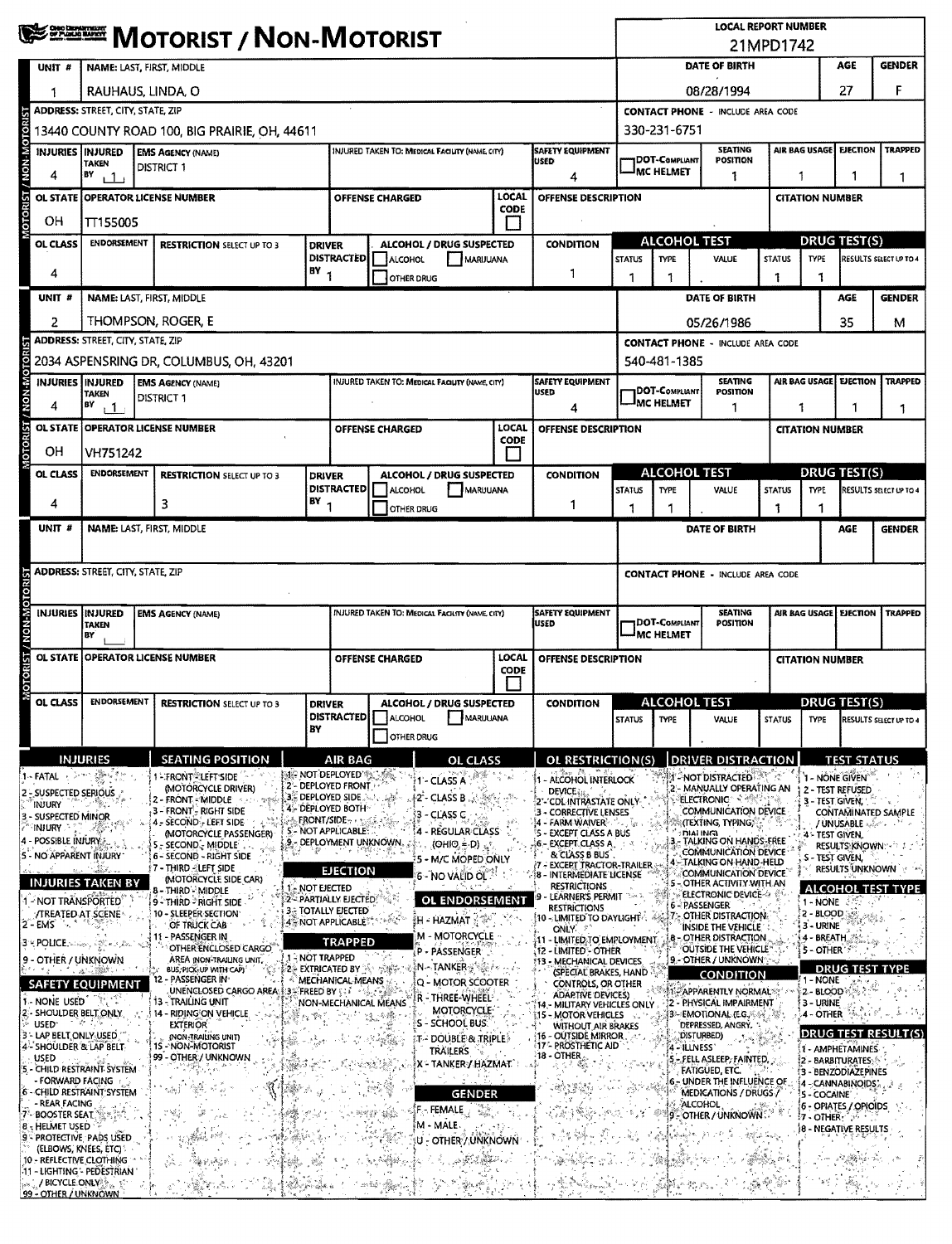# MOTORIST / NON-MOTORIST

**LOCAL REPORT NUMBER:** 21MPD1742

## Unit 1

| UNIT # | NAME: LAST, FIRST, MIDDLE | DATE OF BIRTH | AGE | GENDER |
|---|---|---|---|---|
| 1 | RAUHAUS, LINDA, O | 08/28/1994 | 27 | F |

| ADDRESS: STREET, CITY, STATE, ZIP | CONTACT PHONE - INCLUDE AREA CODE |
|---|---|
| 13440 COUNTY ROAD 100, BIG PRAIRIE, OH, 44611 | 330-231-6751 |

| INJURIES | INJURED TAKEN BY | EMS AGENCY (NAME) | INJURED TAKEN TO: MEDICAL FACILITY (NAME, CITY) | SAFETY EQUIPMENT USED | DOT-COMPLIANT MC HELMET | SEATING POSITION | AIR BAG USAGE | EJECTION | TRAPPED |
|---|---|---|---|---|---|---|---|---|---|
| 4 | 1 | DISTRICT 1 | | 4 | | 1 | 1 | 1 | 1 |

| OL STATE | OPERATOR LICENSE NUMBER | OFFENSE CHARGED | LOCAL CODE | OFFENSE DESCRIPTION | CITATION NUMBER |
|---|---|---|---|---|---|
| OH | TT155005 | | | | |

| OL CLASS | ENDORSEMENT | RESTRICTION SELECT UP TO 3 | DRIVER DISTRACTED BY | ALCOHOL / DRUG SUSPECTED | CONDITION | ALCOHOL TEST STATUS | ALCOHOL TEST TYPE | ALCOHOL TEST VALUE | DRUG TEST STATUS | DRUG TEST TYPE | DRUG TEST RESULTS SELECT UP TO 4 |
|---|---|---|---|---|---|---|---|---|---|---|---|
| 4 | | | 1 | ☐ ALCOHOL ☐ MARIJUANA ☐ OTHER DRUG | 1 | 1 | 1 | . | 1 | 1 | |

## Unit 2

| UNIT # | NAME: LAST, FIRST, MIDDLE | DATE OF BIRTH | AGE | GENDER |
|---|---|---|---|---|
| 2 | THOMPSON, ROGER, E | 05/26/1986 | 35 | M |

| ADDRESS: STREET, CITY, STATE, ZIP | CONTACT PHONE - INCLUDE AREA CODE |
|---|---|
| 2034 ASPENSRING DR, COLUMBUS, OH, 43201 | 540-481-1385 |

| INJURIES | INJURED TAKEN BY | EMS AGENCY (NAME) | INJURED TAKEN TO: MEDICAL FACILITY (NAME, CITY) | SAFETY EQUIPMENT USED | DOT-COMPLIANT MC HELMET | SEATING POSITION | AIR BAG USAGE | EJECTION | TRAPPED |
|---|---|---|---|---|---|---|---|---|---|
| 4 | 1 | DISTRICT 1 | | 4 | | 1 | 1 | 1 | 1 |

| OL STATE | OPERATOR LICENSE NUMBER | OFFENSE CHARGED | LOCAL CODE | OFFENSE DESCRIPTION | CITATION NUMBER |
|---|---|---|---|---|---|
| OH | VH751242 | | | | |

| OL CLASS | ENDORSEMENT | RESTRICTION SELECT UP TO 3 | DRIVER DISTRACTED BY | ALCOHOL / DRUG SUSPECTED | CONDITION | ALCOHOL TEST STATUS | ALCOHOL TEST TYPE | ALCOHOL TEST VALUE | DRUG TEST STATUS | DRUG TEST TYPE | DRUG TEST RESULTS SELECT UP TO 4 |
|---|---|---|---|---|---|---|---|---|---|---|---|
| 4 | | 3 | 1 | ☐ ALCOHOL ☐ MARIJUANA ☐ OTHER DRUG | 1 | 1 | 1 | . | 1 | 1 | |

## Unit (blank)

| UNIT # | NAME: LAST, FIRST, MIDDLE | DATE OF BIRTH | AGE | GENDER |
|---|---|---|---|---|
| | | | | |

| ADDRESS: STREET, CITY, STATE, ZIP | CONTACT PHONE - INCLUDE AREA CODE |
|---|---|
| | |

| INJURIES | INJURED TAKEN BY | EMS AGENCY (NAME) | INJURED TAKEN TO: MEDICAL FACILITY (NAME, CITY) | SAFETY EQUIPMENT USED | DOT-COMPLIANT MC HELMET | SEATING POSITION | AIR BAG USAGE | EJECTION | TRAPPED |
|---|---|---|---|---|---|---|---|---|---|
| | | | | | | | | | |

| OL STATE | OPERATOR LICENSE NUMBER | OFFENSE CHARGED | LOCAL CODE | OFFENSE DESCRIPTION | CITATION NUMBER |
|---|---|---|---|---|---|
| | | | | | |

| OL CLASS | ENDORSEMENT | RESTRICTION SELECT UP TO 3 | DRIVER DISTRACTED BY | ALCOHOL / DRUG SUSPECTED | CONDITION | ALCOHOL TEST STATUS | ALCOHOL TEST TYPE | ALCOHOL TEST VALUE | DRUG TEST STATUS | DRUG TEST TYPE | DRUG TEST RESULTS SELECT UP TO 4 |
|---|---|---|---|---|---|---|---|---|---|---|---|
| | | | | ☐ ALCOHOL ☐ MARIJUANA ☐ OTHER DRUG | | | | . | | | |

## Codes

**INJURIES**
1 - FATAL
2 - SUSPECTED SERIOUS INJURY
3 - SUSPECTED MINOR INJURY
4 - POSSIBLE INJURY
5 - NO APPARENT INJURY

**INJURIES TAKEN BY**
1 - NOT TRANSPORTED /TREATED AT SCENE
2 - EMS
3 - POLICE
9 - OTHER / UNKNOWN

**SAFETY EQUIPMENT**
1 - NONE USED
2 - SHOULDER BELT ONLY USED
3 - LAP BELT ONLY USED
4 - SHOULDER & LAP BELT USED
5 - CHILD RESTRAINT SYSTEM - FORWARD FACING
6 - CHILD RESTRAINT SYSTEM - REAR FACING
7 - BOOSTER SEAT
8 - HELMET USED
9 - PROTECTIVE PADS USED (ELBOWS, KNEES, ETC)
10 - REFLECTIVE CLOTHING
11 - LIGHTING - PEDESTRIAN / BICYCLE ONLY
99 - OTHER / UNKNOWN

**SEATING POSITION**
1 - FRONT - LEFT SIDE (MOTORCYCLE DRIVER)
2 - FRONT - MIDDLE
3 - FRONT - RIGHT SIDE
4 - SECOND - LEFT SIDE (MOTORCYCLE PASSENGER)
5 - SECOND - MIDDLE
6 - SECOND - RIGHT SIDE
7 - THIRD - LEFT SIDE (MOTORCYCLE SIDE CAR)
8 - THIRD - MIDDLE
9 - THIRD - RIGHT SIDE
10 - SLEEPER SECTION OF TRUCK CAB
11 - PASSENGER IN OTHER ENCLOSED CARGO AREA (NON-TRAILING UNIT, BUS, PICK-UP WITH CAP)
12 - PASSENGER IN UNENCLOSED CARGO AREA
13 - TRAILING UNIT
14 - RIDING ON VEHICLE EXTERIOR (NON-TRAILING UNIT)
15 - NON-MOTORIST
99 - OTHER / UNKNOWN

**AIR BAG**
1 - NOT DEPLOYED
2 - DEPLOYED FRONT
3 - DEPLOYED SIDE
4 - DEPLOYED BOTH FRONT/SIDE
5 - NOT APPLICABLE
9 - DEPLOYMENT UNKNOWN

**EJECTION**
1 - NOT EJECTED
2 - PARTIALLY EJECTED
3 - TOTALLY EJECTED
4 - NOT APPLICABLE

**TRAPPED**
1 - NOT TRAPPED
2 - EXTRICATED BY MECHANICAL MEANS
3 - FREED BY NON-MECHANICAL MEANS

**OL CLASS**
1 - CLASS A
2 - CLASS B
3 - CLASS C
4 - REGULAR CLASS (OHIO = D)
5 - M/C MOPED ONLY
6 - NO VALID OL

**OL ENDORSEMENT**
H - HAZMAT
M - MOTORCYCLE
P - PASSENGER
N - TANKER
Q - MOTOR SCOOTER
R - THREE-WHEEL MOTORCYCLE
S - SCHOOL BUS
T - DOUBLE & TRIPLE TRAILERS
X - TANKER / HAZMAT

**GENDER**
F - FEMALE
M - MALE
U - OTHER / UNKNOWN

**OL RESTRICTION(S)**
1 - ALCOHOL INTERLOCK DEVICE
2 - CDL INTRASTATE ONLY
3 - CORRECTIVE LENSES
4 - FARM WAIVER
5 - EXCEPT CLASS A BUS
6 - EXCEPT CLASS A & CLASS B BUS
7 - EXCEPT TRACTOR-TRAILER
8 - INTERMEDIATE LICENSE RESTRICTIONS
9 - LEARNER'S PERMIT RESTRICTIONS
10 - LIMITED TO DAYLIGHT ONLY
11 - LIMITED TO EMPLOYMENT
12 - LIMITED - OTHER
13 - MECHANICAL DEVICES (SPECIAL BRAKES, HAND CONTROLS, OR OTHER ADAPTIVE DEVICES)
14 - MILITARY VEHICLES ONLY
15 - MOTOR VEHICLES WITHOUT AIR BRAKES
16 - OUTSIDE MIRROR
17 - PROSTHETIC AID
18 - OTHER

**DRIVER DISTRACTION**
1 - NOT DISTRACTED
2 - MANUALLY OPERATING AN ELECTRONIC COMMUNICATION DEVICE (TEXTING, TYPING, DIALING)
3 - TALKING ON HANDS-FREE COMMUNICATION DEVICE
4 - TALKING ON HAND-HELD COMMUNICATION DEVICE
5 - OTHER ACTIVITY WITH AN ELECTRONIC DEVICE
6 - PASSENGER
7 - OTHER DISTRACTION INSIDE THE VEHICLE
8 - OTHER DISTRACTION OUTSIDE THE VEHICLE
9 - OTHER / UNKNOWN

**CONDITION**
1 - APPARENTLY NORMAL
2 - PHYSICAL IMPAIRMENT
3 - EMOTIONAL (E.G., DEPRESSED, ANGRY, DISTURBED)
4 - ILLNESS
5 - FELL ASLEEP, FAINTED, FATIGUED, ETC.
6 - UNDER THE INFLUENCE OF MEDICATIONS / DRUGS / ALCOHOL
9 - OTHER / UNKNOWN

**TEST STATUS**
1 - NONE GIVEN
2 - TEST REFUSED
3 - TEST GIVEN, CONTAMINATED SAMPLE / UNUSABLE
4 - TEST GIVEN, RESULTS KNOWN
5 - TEST GIVEN, RESULTS UNKNOWN

**ALCOHOL TEST TYPE**
1 - NONE
2 - BLOOD
3 - URINE
4 - BREATH
5 - OTHER

**DRUG TEST TYPE**
1 - NONE
2 - BLOOD
3 - URINE
4 - OTHER

**DRUG TEST RESULT(S)**
1 - AMPHETAMINES
2 - BARBITURATES
3 - BENZODIAZEPINES
4 - CANNABINOIDS
5 - COCAINE
6 - OPIATES / OPIOIDS
7 - OTHER
8 - NEGATIVE RESULTS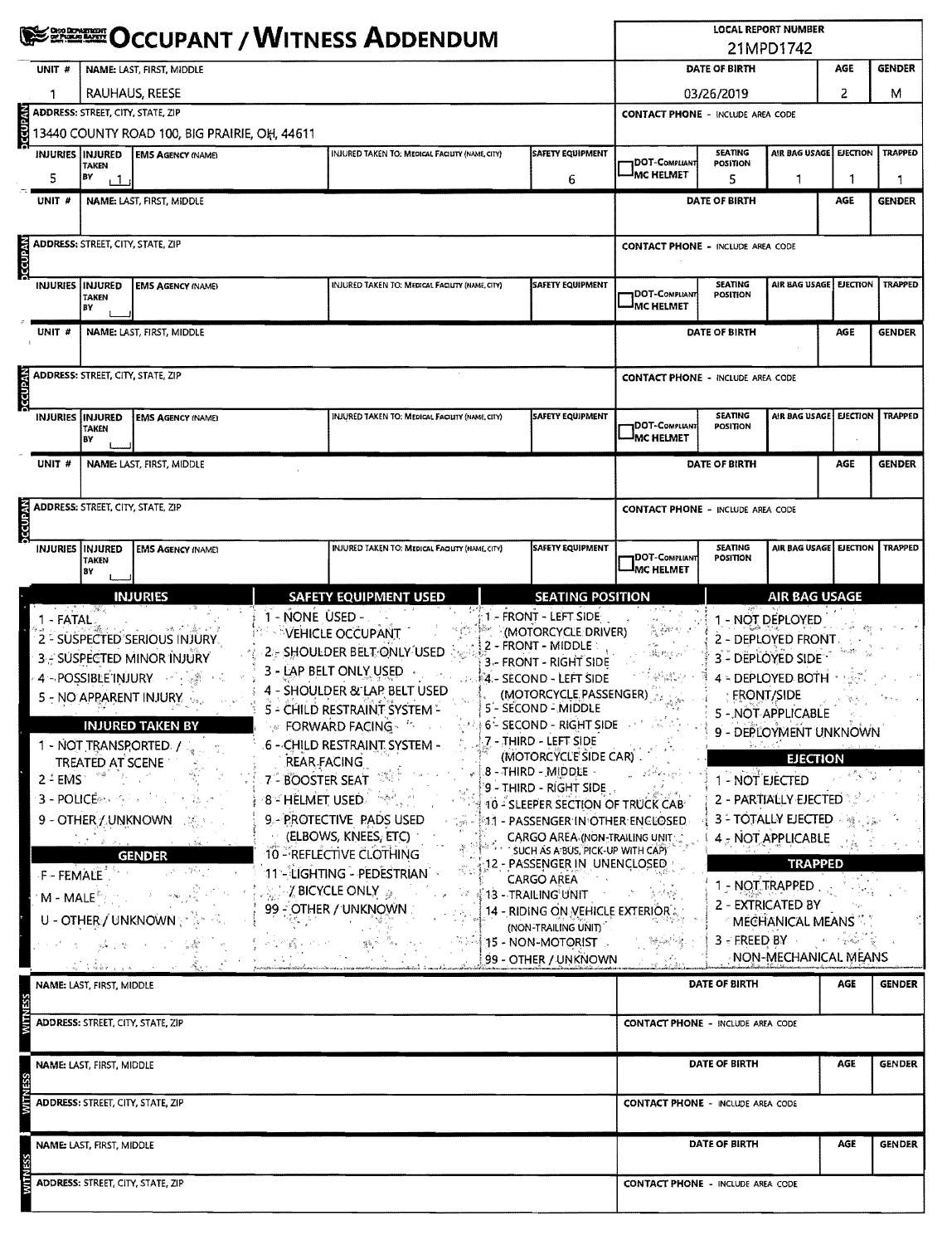# OCCUPANT / WITNESS ADDENDUM

**LOCAL REPORT NUMBER:** 21MPD1742

## OCCUPANT

| UNIT # | NAME: LAST, FIRST, MIDDLE | DATE OF BIRTH | AGE | GENDER |
|---|---|---|---|---|
| 1 | RAUHAUS, REESE | 03/26/2019 | 2 | M |

**ADDRESS: STREET, CITY, STATE, ZIP:** 13440 COUNTY ROAD 100, BIG PRAIRIE, OH, 44611

**CONTACT PHONE - INCLUDE AREA CODE:**

| INJURIES | INJURED TAKEN BY | EMS AGENCY (NAME) | INJURED TAKEN TO: MEDICAL FACILITY (NAME, CITY) | SAFETY EQUIPMENT | DOT-COMPLIANT MC HELMET | SEATING POSITION | AIR BAG USAGE | EJECTION | TRAPPED |
|---|---|---|---|---|---|---|---|---|---|
| 5 | 1 | | | 6 | | 5 | 1 | 1 | 1 |

## OCCUPANT

| UNIT # | NAME: LAST, FIRST, MIDDLE | DATE OF BIRTH | AGE | GENDER |
|---|---|---|---|---|
| | | | | |

**ADDRESS: STREET, CITY, STATE, ZIP:**

**CONTACT PHONE - INCLUDE AREA CODE:**

| INJURIES | INJURED TAKEN BY | EMS AGENCY (NAME) | INJURED TAKEN TO: MEDICAL FACILITY (NAME, CITY) | SAFETY EQUIPMENT | DOT-COMPLIANT MC HELMET | SEATING POSITION | AIR BAG USAGE | EJECTION | TRAPPED |
|---|---|---|---|---|---|---|---|---|---|
| | | | | | | | | | |

## OCCUPANT

| UNIT # | NAME: LAST, FIRST, MIDDLE | DATE OF BIRTH | AGE | GENDER |
|---|---|---|---|---|
| | | | | |

**ADDRESS: STREET, CITY, STATE, ZIP:**

**CONTACT PHONE - INCLUDE AREA CODE:**

| INJURIES | INJURED TAKEN BY | EMS AGENCY (NAME) | INJURED TAKEN TO: MEDICAL FACILITY (NAME, CITY) | SAFETY EQUIPMENT | DOT-COMPLIANT MC HELMET | SEATING POSITION | AIR BAG USAGE | EJECTION | TRAPPED |
|---|---|---|---|---|---|---|---|---|---|
| | | | | | | | | | |

## OCCUPANT

| UNIT # | NAME: LAST, FIRST, MIDDLE | DATE OF BIRTH | AGE | GENDER |
|---|---|---|---|---|
| | | | | |

**ADDRESS: STREET, CITY, STATE, ZIP:**

**CONTACT PHONE - INCLUDE AREA CODE:**

| INJURIES | INJURED TAKEN BY | EMS AGENCY (NAME) | INJURED TAKEN TO: MEDICAL FACILITY (NAME, CITY) | SAFETY EQUIPMENT | DOT-COMPLIANT MC HELMET | SEATING POSITION | AIR BAG USAGE | EJECTION | TRAPPED |
|---|---|---|---|---|---|---|---|---|---|
| | | | | | | | | | |

## CODES

### INJURIES
1 - FATAL
2 - SUSPECTED SERIOUS INJURY
3 - SUSPECTED MINOR INJURY
4 - POSSIBLE INJURY
5 - NO APPARENT INJURY

### INJURED TAKEN BY
1 - NOT TRANSPORTED / TREATED AT SCENE
2 - EMS
3 - POLICE
9 - OTHER / UNKNOWN

### GENDER
F - FEMALE
M - MALE
U - OTHER / UNKNOWN

### SAFETY EQUIPMENT USED
1 - NONE USED - VEHICLE OCCUPANT
2 - SHOULDER BELT ONLY USED
3 - LAP BELT ONLY USED
4 - SHOULDER & LAP BELT USED
5 - CHILD RESTRAINT SYSTEM - FORWARD FACING
6 - CHILD RESTRAINT SYSTEM - REAR FACING
7 - BOOSTER SEAT
8 - HELMET USED
9 - PROTECTIVE PADS USED (ELBOWS, KNEES, ETC)
10 - REFLECTIVE CLOTHING
11 - LIGHTING - PEDESTRIAN / BICYCLE ONLY
99 - OTHER / UNKNOWN

### SEATING POSITION
1 - FRONT - LEFT SIDE (MOTORCYCLE DRIVER)
2 - FRONT - MIDDLE
3 - FRONT - RIGHT SIDE
4 - SECOND - LEFT SIDE (MOTORCYCLE PASSENGER)
5 - SECOND - MIDDLE
6 - SECOND - RIGHT SIDE
7 - THIRD - LEFT SIDE (MOTORCYCLE SIDE CAR)
8 - THIRD - MIDDLE
9 - THIRD - RIGHT SIDE
10 - SLEEPER SECTION OF TRUCK CAB
11 - PASSENGER IN OTHER ENCLOSED CARGO AREA (NON-TRAILING UNIT SUCH AS A BUS, PICK-UP WITH CAP)
12 - PASSENGER IN UNENCLOSED CARGO AREA
13 - TRAILING UNIT
14 - RIDING ON VEHICLE EXTERIOR (NON-TRAILING UNIT)
15 - NON-MOTORIST
99 - OTHER / UNKNOWN

### AIR BAG USAGE
1 - NOT DEPLOYED
2 - DEPLOYED FRONT
3 - DEPLOYED SIDE
4 - DEPLOYED BOTH FRONT/SIDE
5 - NOT APPLICABLE
9 - DEPLOYMENT UNKNOWN

### EJECTION
1 - NOT EJECTED
2 - PARTIALLY EJECTED
3 - TOTALLY EJECTED
4 - NOT APPLICABLE

### TRAPPED
1 - NOT TRAPPED
2 - EXTRICATED BY MECHANICAL MEANS
3 - FREED BY NON-MECHANICAL MEANS

## WITNESS

| NAME: LAST, FIRST, MIDDLE | DATE OF BIRTH | AGE | GENDER |
|---|---|---|---|
| | | | |

**ADDRESS: STREET, CITY, STATE, ZIP:**

**CONTACT PHONE - INCLUDE AREA CODE:**

## WITNESS

| NAME: LAST, FIRST, MIDDLE | DATE OF BIRTH | AGE | GENDER |
|---|---|---|---|
| | | | |

**ADDRESS: STREET, CITY, STATE, ZIP:**

**CONTACT PHONE - INCLUDE AREA CODE:**

## WITNESS

| NAME: LAST, FIRST, MIDDLE | DATE OF BIRTH | AGE | GENDER |
|---|---|---|---|
| | | | |

**ADDRESS: STREET, CITY, STATE, ZIP:**

**CONTACT PHONE - INCLUDE AREA CODE:**